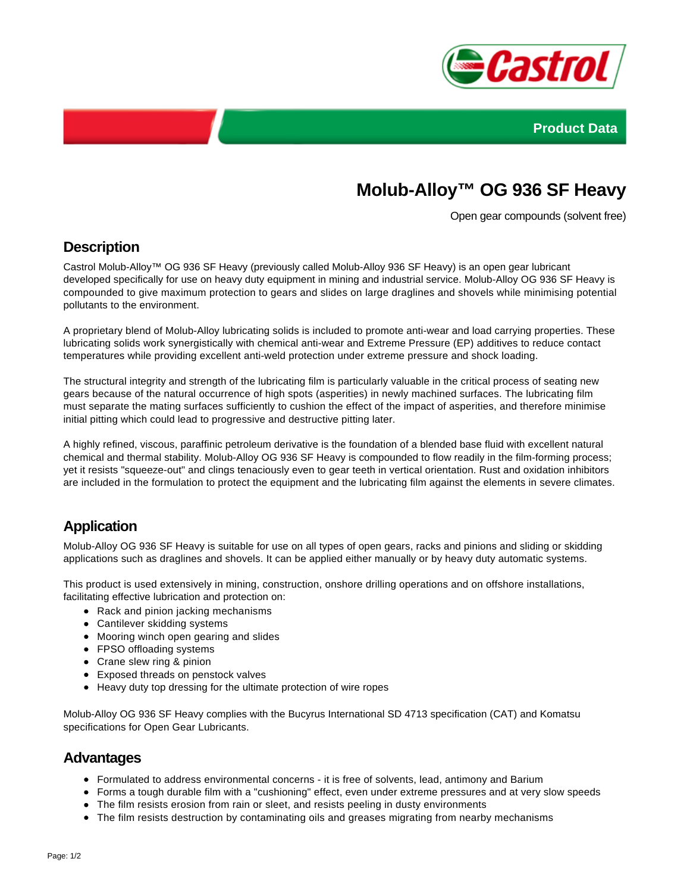Product Data

# Molub-Alloy™ OG 936 SF Heavy

Open gear compounds (solvent free)

## Description

Castrol Molub-Alloy™ OG 936 SF Heavy (previously called Molub-Alloy 936 SF Heavy) is an open gear lubricant developed specifically for use on heavy duty equipment in mining and industrial service. Molub-Alloy OG 936 SF Heavy is compounded to give maximum protection to gears and slides on large draglines and shovels while minimising potential pollutants to the environment.

A proprietary blend of Molub-Alloy lubricating solids is included to promote anti-wear and load carrying properties. These lubricating solids work synergistically with chemical anti-wear and Extreme Pressure (EP) additives to reduce contact temperatures while providing excellent anti-weld protection under extreme pressure and shock loading.

The structural integrity and strength of the lubricating film is particularly valuable in the critical process of seating new gears because of the natural occurrence of high spots (asperities) in newly machined surfaces. The lubricating film must separate the mating surfaces sufficiently to cushion the effect of the impact of asperities, and therefore minimise initial pitting which could lead to progressive and destructive pitting later.

A highly refined, viscous, paraffinic petroleum derivative is the foundation of a blended base fluid with excellent natural chemical and thermal stability. Molub-Alloy OG 936 SF Heavy is compounded to flow readily in the film-forming process; yet it resists "squeeze-out" and clings tenaciously even to gear teeth in vertical orientation. Rust and oxidation inhibitors are included in the formulation to protect the equipment and the lubricating film against the elements in severe climates.

## Application

Molub-Alloy OG 936 SF Heavy is suitable for use on all types of open gears, racks and pinions and sliding or skidding applications such as draglines and shovels. It can be applied either manually or by heavy duty automatic systems.

This product is used extensively in mining, construction, onshore drilling operations and on offshore installations, facilitating effective lubrication and protection on:

- Rack and pinion jacking mechanisms
- Cantilever skidding systems
- Mooring winch open gearing and slides
- FPSO offloading systems
- Crane slew ring & pinion
- Exposed threads on penstock valves
- Heavy duty top dressing for the ultimate protection of wire ropes

Molub-Alloy OG 936 SF Heavy complies with the Bucyrus International SD 4713 specification (CAT) and Komatsu specifications for Open Gear Lubricants.

## Advantages

- Formulated to address environmental concerns - it is free of solvents, lead, antimony and Barium
- Forms a tough durable film with a "cushioning" effect, even under extreme pressures and at very slow speeds
- The film resists erosion from rain or sleet, and resists peeling in dusty environments
- The film resists destruction by contaminating oils and greases migrating from nearby mechanisms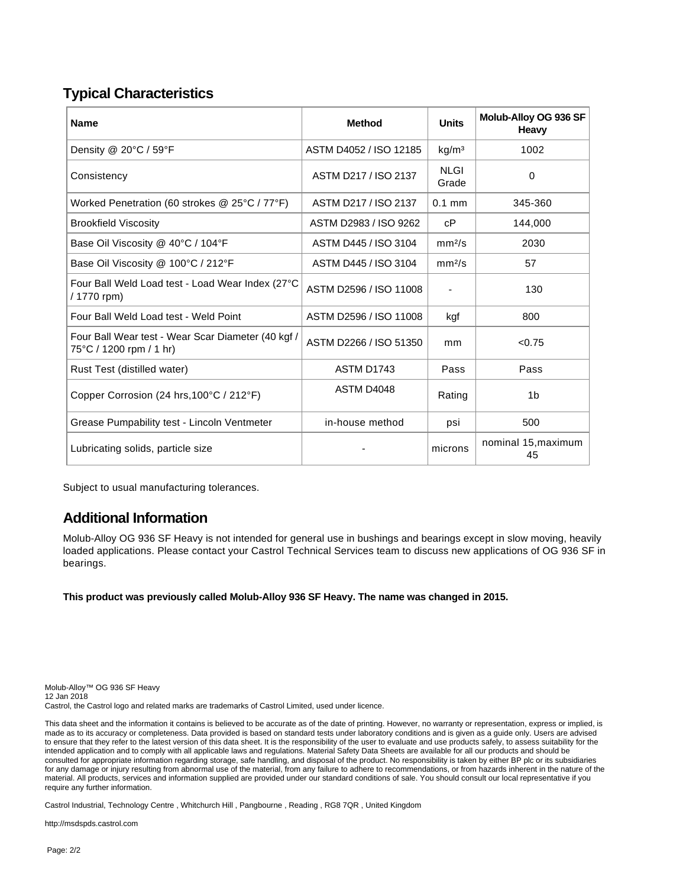## Typical Characteristics

| Name | Method | Units | Molub-Alloy OG 936 SF Heavy |
|---|---|---|---|
| Density @ 20°C / 59°F | ASTM D4052 / ISO 12185 | kg/m³ | 1002 |
| Consistency | ASTM D217 / ISO 2137 | NLGI Grade | 0 |
| Worked Penetration (60 strokes @ 25°C / 77°F) | ASTM D217 / ISO 2137 | 0.1 mm | 345-360 |
| Brookfield Viscosity | ASTM D2983 / ISO 9262 | cP | 144,000 |
| Base Oil Viscosity @ 40°C / 104°F | ASTM D445 / ISO 3104 | mm²/s | 2030 |
| Base Oil Viscosity @ 100°C / 212°F | ASTM D445 / ISO 3104 | mm²/s | 57 |
| Four Ball Weld Load test - Load Wear Index (27°C / 1770 rpm) | ASTM D2596 / ISO 11008 | - | 130 |
| Four Ball Weld Load test - Weld Point | ASTM D2596 / ISO 11008 | kgf | 800 |
| Four Ball Wear test - Wear Scar Diameter (40 kgf / 75°C / 1200 rpm / 1 hr) | ASTM D2266 / ISO 51350 | mm | <0.75 |
| Rust Test (distilled water) | ASTM D1743 | Pass | Pass |
| Copper Corrosion (24 hrs,100°C / 212°F) | ASTM D4048 | Rating | 1b |
| Grease Pumpability test - Lincoln Ventmeter | in-house method | psi | 500 |
| Lubricating solids, particle size | - | microns | nominal 15,maximum 45 |

Subject to usual manufacturing tolerances.

## Additional Information

Molub-Alloy OG 936 SF Heavy is not intended for general use in bushings and bearings except in slow moving, heavily loaded applications. Please contact your Castrol Technical Services team to discuss new applications of OG 936 SF in bearings.

**This product was previously called Molub-Alloy 936 SF Heavy. The name was changed in 2015.**

Molub-Alloy™ OG 936 SF Heavy
12 Jan 2018
Castrol, the Castrol logo and related marks are trademarks of Castrol Limited, used under licence.

This data sheet and the information it contains is believed to be accurate as of the date of printing. However, no warranty or representation, express or implied, is made as to its accuracy or completeness. Data provided is based on standard tests under laboratory conditions and is given as a guide only. Users are advised to ensure that they refer to the latest version of this data sheet. It is the responsibility of the user to evaluate and use products safely, to assess suitability for the intended application and to comply with all applicable laws and regulations. Material Safety Data Sheets are available for all our products and should be consulted for appropriate information regarding storage, safe handling, and disposal of the product. No responsibility is taken by either BP plc or its subsidiaries for any damage or injury resulting from abnormal use of the material, from any failure to adhere to recommendations, or from hazards inherent in the nature of the material. All products, services and information supplied are provided under our standard conditions of sale. You should consult our local representative if you require any further information.

Castrol Industrial, Technology Centre , Whitchurch Hill , Pangbourne , Reading , RG8 7QR , United Kingdom

http://msdspds.castrol.com